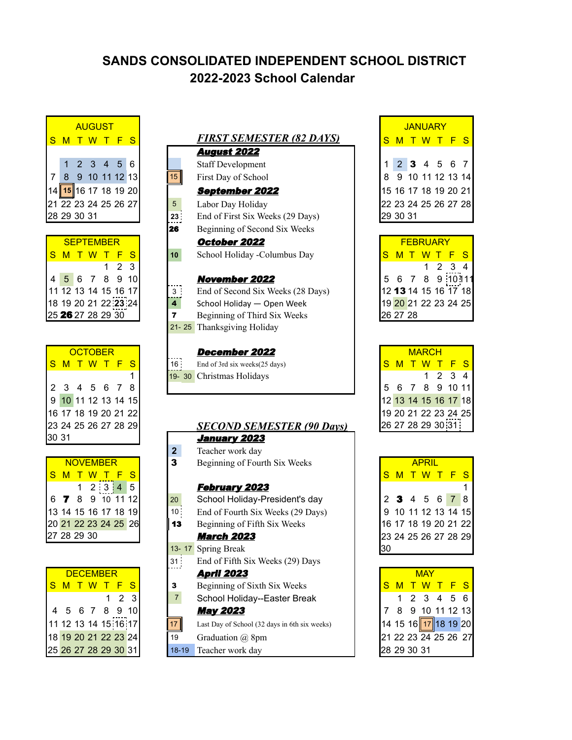# SANDS CONSOLIDATED INDEPENDENT SCHOOL DISTRICT
## 2022-2023 School Calendar

### AUGUST

| S | M | T | W | T | F | S |
|---|---|---|---|---|---|---|
| | 1 | 2 | 3 | 4 | 5 | 6 |
| 7 | 8 | 9 | 10 | 11 | 12 | 13 |
| 14 | 15 | 16 | 17 | 18 | 19 | 20 |
| 21 | 22 | 23 | 24 | 25 | 26 | 27 |
| 28 | 29 | 30 | 31 | | | |

### SEPTEMBER

| S | M | T | W | T | F | S |
|---|---|---|---|---|---|---|
| | | | | 1 | 2 | 3 |
| 4 | 5 | 6 | 7 | 8 | 9 | 10 |
| 11 | 12 | 13 | 14 | 15 | 16 | 17 |
| 18 | 19 | 20 | 21 | 22 | 23 | 24 |
| 25 | **26** | 27 | 28 | 29 | 30 | |

### OCTOBER

| S | M | T | W | T | F | S |
|---|---|---|---|---|---|---|
| | | | | | | 1 |
| 2 | 3 | 4 | 5 | 6 | 7 | 8 |
| 9 | 10 | 11 | 12 | 13 | 14 | 15 |
| 16 | 17 | 18 | 19 | 20 | 21 | 22 |
| 23 | 24 | 25 | 26 | 27 | 28 | 29 |
| 30 | 31 | | | | | |

### NOVEMBER

| S | M | T | W | T | F | S |
|---|---|---|---|---|---|---|
| | | 1 | 2 | 3 | 4 | 5 |
| 6 | **7** | 8 | 9 | 10 | 11 | 12 |
| 13 | 14 | 15 | 16 | 17 | 18 | 19 |
| 20 | 21 | 22 | 23 | 24 | 25 | 26 |
| 27 | 28 | 29 | 30 | | | |

### DECEMBER

| S | M | T | W | T | F | S |
|---|---|---|---|---|---|---|
| | | | | 1 | 2 | 3 |
| 4 | 5 | 6 | 7 | 8 | 9 | 10 |
| 11 | 12 | 13 | 14 | 15 | 16 | 17 |
| 18 | 19 | 20 | 21 | 22 | 23 | 24 |
| 25 | 26 | 27 | 28 | 29 | 30 | 31 |

### *FIRST SEMESTER (82 DAYS)*

**August 2022**

| Date | Event |
|---|---|
| | Staff Development |
| 15 | First Day of School |

**September 2022**

| Date | Event |
|---|---|
| 5 | Labor Day Holiday |
| 23 | End of First Six Weeks (29 Days) |
| **26** | Beginning of Second Six Weeks |

**October 2022**

| Date | Event |
|---|---|
| 10 | School Holiday -Columbus Day |

**November 2022**

| Date | Event |
|---|---|
| 3 | End of Second Six Weeks (28 Days) |
| 4 | School Holiday — Open Week |
| **7** | Beginning of Third Six Weeks |
| 21- 25 | Thanksgiving Holiday |

**December 2022**

| Date | Event |
|---|---|
| 16 | End of 3rd six weeks(25 days) |
| 19- 30 | Christmas Holidays |

### *SECOND SEMESTER (90 Days)*

**January 2023**

| Date | Event |
|---|---|
| 2 | Teacher work day |
| **3** | Beginning of Fourth Six Weeks |

**February 2023**

| Date | Event |
|---|---|
| 20 | School Holiday-President's day |
| 10 | End of Fourth Six Weeks (29 Days) |
| **13** | Beginning of Fifth Six Weeks |

**March 2023**

| Date | Event |
|---|---|
| 13- 17 | Spring Break |
| 31 | End of Fifth Six Weeks (29) Days |

**April 2023**

| Date | Event |
|---|---|
| **3** | Beginning of Sixth Six Weeks |
| 7 | School Holiday--Easter Break |

**May 2023**

| Date | Event |
|---|---|
| 17 | Last Day of School (32 days in 6th six weeks) |
| 19 | Graduation @ 8pm |
| 18-19 | Teacher work day |

### JANUARY

| S | M | T | W | T | F | S |
|---|---|---|---|---|---|---|
| 1 | 2 | **3** | 4 | 5 | 6 | 7 |
| 8 | 9 | 10 | 11 | 12 | 13 | 14 |
| 15 | 16 | 17 | 18 | 19 | 20 | 21 |
| 22 | 23 | 24 | 25 | 26 | 27 | 28 |
| 29 | 30 | 31 | | | | |

### FEBRUARY

| S | M | T | W | T | F | S |
|---|---|---|---|---|---|---|
| | | | 1 | 2 | 3 | 4 |
| 5 | 6 | 7 | 8 | 9 | 10 | 11 |
| 12 | **13** | 14 | 15 | 16 | 17 | 18 |
| 19 | 20 | 21 | 22 | 23 | 24 | 25 |
| 26 | 27 | 28 | | | | |

### MARCH

| S | M | T | W | T | F | S |
|---|---|---|---|---|---|---|
| | | | 1 | 2 | 3 | 4 |
| 5 | 6 | 7 | 8 | 9 | 10 | 11 |
| 12 | 13 | 14 | 15 | 16 | 17 | 18 |
| 19 | 20 | 21 | 22 | 23 | 24 | 25 |
| 26 | 27 | 28 | 29 | 30 | 31 | |

### APRIL

| S | M | T | W | T | F | S |
|---|---|---|---|---|---|---|
| | | | | | | 1 |
| 2 | **3** | 4 | 5 | 6 | 7 | 8 |
| 9 | 10 | 11 | 12 | 13 | 14 | 15 |
| 16 | 17 | 18 | 19 | 20 | 21 | 22 |
| 23 | 24 | 25 | 26 | 27 | 28 | 29 |
| 30 | | | | | | |

### MAY

| S | M | T | W | T | F | S |
|---|---|---|---|---|---|---|
| | 1 | 2 | 3 | 4 | 5 | 6 |
| 7 | 8 | 9 | 10 | 11 | 12 | 13 |
| 14 | 15 | 16 | 17 | 18 | 19 | 20 |
| 21 | 22 | 23 | 24 | 25 | 26 | 27 |
| 28 | 29 | 30 | 31 | | | |